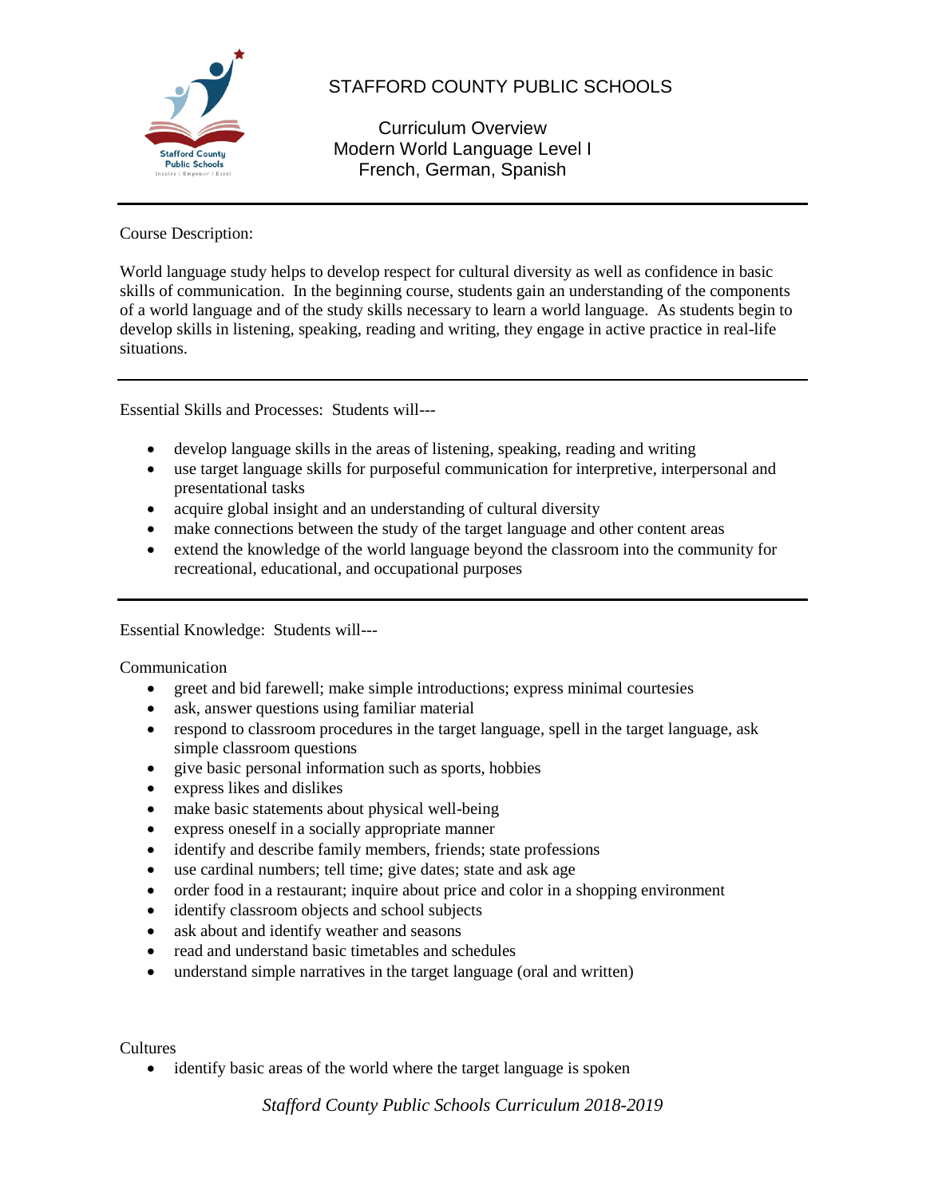# STAFFORD COUNTY PUBLIC SCHOOLS

## Curriculum Overview
## Modern World Language Level I
## French, German, Spanish

---

Course Description:

World language study helps to develop respect for cultural diversity as well as confidence in basic skills of communication. In the beginning course, students gain an understanding of the components of a world language and of the study skills necessary to learn a world language. As students begin to develop skills in listening, speaking, reading and writing, they engage in active practice in real-life situations.

---

Essential Skills and Processes: Students will---

- develop language skills in the areas of listening, speaking, reading and writing
- use target language skills for purposeful communication for interpretive, interpersonal and presentational tasks
- acquire global insight and an understanding of cultural diversity
- make connections between the study of the target language and other content areas
- extend the knowledge of the world language beyond the classroom into the community for recreational, educational, and occupational purposes

---

Essential Knowledge: Students will---

Communication

- greet and bid farewell; make simple introductions; express minimal courtesies
- ask, answer questions using familiar material
- respond to classroom procedures in the target language, spell in the target language, ask simple classroom questions
- give basic personal information such as sports, hobbies
- express likes and dislikes
- make basic statements about physical well-being
- express oneself in a socially appropriate manner
- identify and describe family members, friends; state professions
- use cardinal numbers; tell time; give dates; state and ask age
- order food in a restaurant; inquire about price and color in a shopping environment
- identify classroom objects and school subjects
- ask about and identify weather and seasons
- read and understand basic timetables and schedules
- understand simple narratives in the target language (oral and written)

Cultures

- identify basic areas of the world where the target language is spoken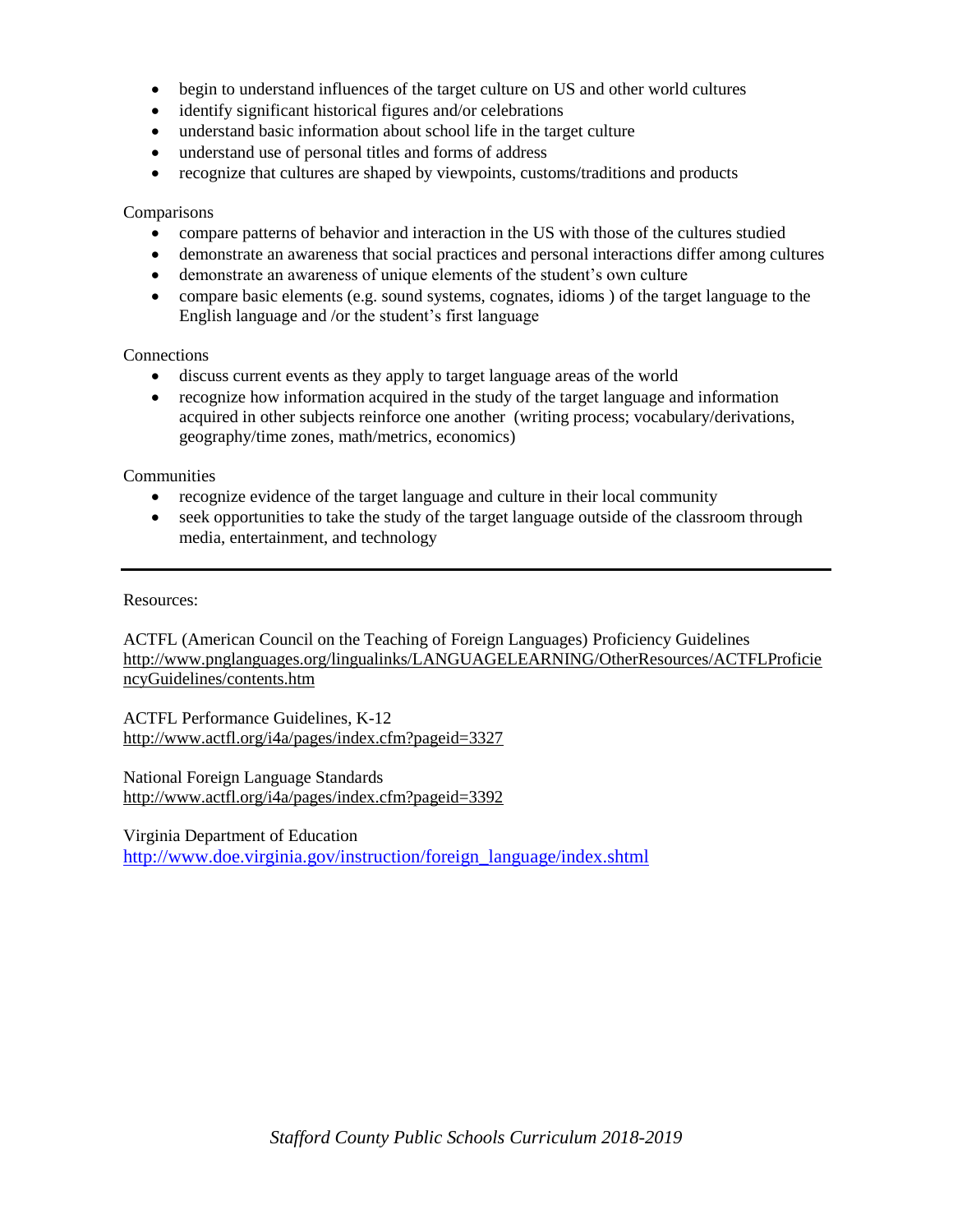- begin to understand influences of the target culture on US and other world cultures
- identify significant historical figures and/or celebrations
- understand basic information about school life in the target culture
- understand use of personal titles and forms of address
- recognize that cultures are shaped by viewpoints, customs/traditions and products

Comparisons

- compare patterns of behavior and interaction in the US with those of the cultures studied
- demonstrate an awareness that social practices and personal interactions differ among cultures
- demonstrate an awareness of unique elements of the student's own culture
- compare basic elements (e.g. sound systems, cognates, idioms ) of the target language to the English language and /or the student's first language

Connections

- discuss current events as they apply to target language areas of the world
- recognize how information acquired in the study of the target language and information acquired in other subjects reinforce one another (writing process; vocabulary/derivations, geography/time zones, math/metrics, economics)

Communities

- recognize evidence of the target language and culture in their local community
- seek opportunities to take the study of the target language outside of the classroom through media, entertainment, and technology

---

Resources:

ACTFL (American Council on the Teaching of Foreign Languages) Proficiency Guidelines
http://www.pnglanguages.org/lingualinks/LANGUAGELEARNING/OtherResources/ACTFLProficiencyGuidelines/contents.htm

ACTFL Performance Guidelines, K-12
http://www.actfl.org/i4a/pages/index.cfm?pageid=3327

National Foreign Language Standards
http://www.actfl.org/i4a/pages/index.cfm?pageid=3392

Virginia Department of Education
http://www.doe.virginia.gov/instruction/foreign_language/index.shtml